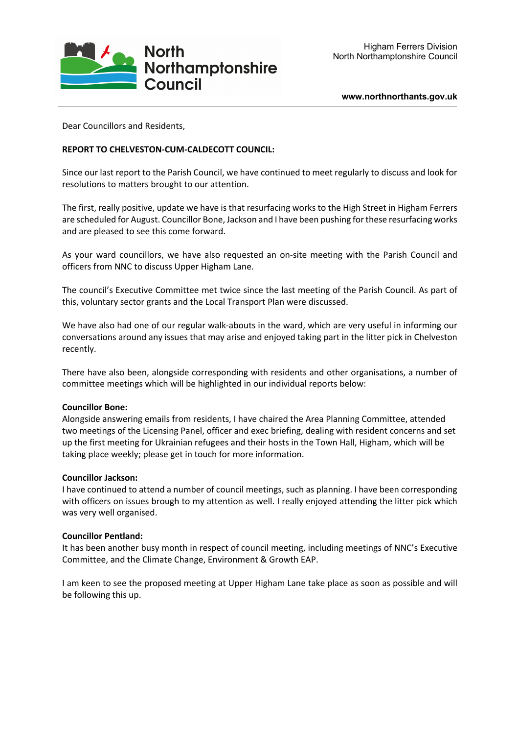North Northamptonshire Council

Higham Ferrers Division
North Northamptonshire Council

www.northnorthants.gov.uk

Dear Councillors and Residents,

**REPORT TO CHELVESTON-CUM-CALDECOTT COUNCIL:**

Since our last report to the Parish Council, we have continued to meet regularly to discuss and look for resolutions to matters brought to our attention.

The first, really positive, update we have is that resurfacing works to the High Street in Higham Ferrers are scheduled for August. Councillor Bone, Jackson and I have been pushing for these resurfacing works and are pleased to see this come forward.

As your ward councillors, we have also requested an on-site meeting with the Parish Council and officers from NNC to discuss Upper Higham Lane.

The council's Executive Committee met twice since the last meeting of the Parish Council. As part of this, voluntary sector grants and the Local Transport Plan were discussed.

We have also had one of our regular walk-abouts in the ward, which are very useful in informing our conversations around any issues that may arise and enjoyed taking part in the litter pick in Chelveston recently.

There have also been, alongside corresponding with residents and other organisations, a number of committee meetings which will be highlighted in our individual reports below:

**Councillor Bone:**
Alongside answering emails from residents, I have chaired the Area Planning Committee, attended two meetings of the Licensing Panel, officer and exec briefing, dealing with resident concerns and set up the first meeting for Ukrainian refugees and their hosts in the Town Hall, Higham, which will be taking place weekly; please get in touch for more information.

**Councillor Jackson:**
I have continued to attend a number of council meetings, such as planning. I have been corresponding with officers on issues brough to my attention as well. I really enjoyed attending the litter pick which was very well organised.

**Councillor Pentland:**
It has been another busy month in respect of council meeting, including meetings of NNC's Executive Committee, and the Climate Change, Environment & Growth EAP.

I am keen to see the proposed meeting at Upper Higham Lane take place as soon as possible and will be following this up.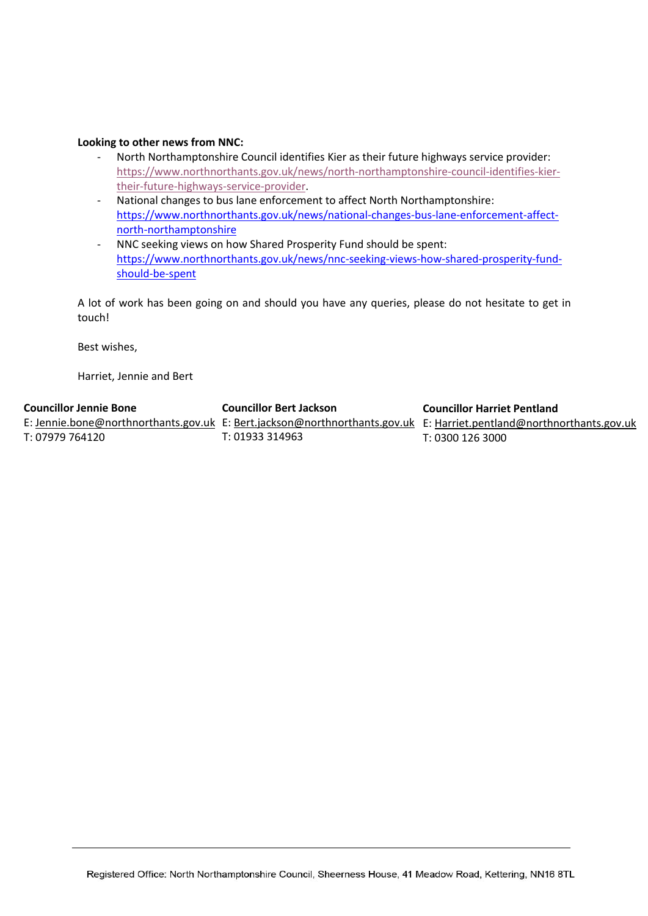**Looking to other news from NNC:**

- North Northamptonshire Council identifies Kier as their future highways service provider: https://www.northnorthants.gov.uk/news/north-northamptonshire-council-identifies-kier-their-future-highways-service-provider.
- National changes to bus lane enforcement to affect North Northamptonshire: https://www.northnorthants.gov.uk/news/national-changes-bus-lane-enforcement-affect-north-northamptonshire
- NNC seeking views on how Shared Prosperity Fund should be spent: https://www.northnorthants.gov.uk/news/nnc-seeking-views-how-shared-prosperity-fund-should-be-spent

A lot of work has been going on and should you have any queries, please do not hesitate to get in touch!

Best wishes,

Harriet, Jennie and Bert

**Councillor Jennie Bone**
E: Jennie.bone@northnorthants.gov.uk
T: 07979 764120

**Councillor Bert Jackson**
E: Bert.jackson@northnorthants.gov.uk
T: 01933 314963

**Councillor Harriet Pentland**
E: Harriet.pentland@northnorthants.gov.uk
T: 0300 126 3000

Registered Office: North Northamptonshire Council, Sheerness House, 41 Meadow Road, Kettering, NN16 8TL